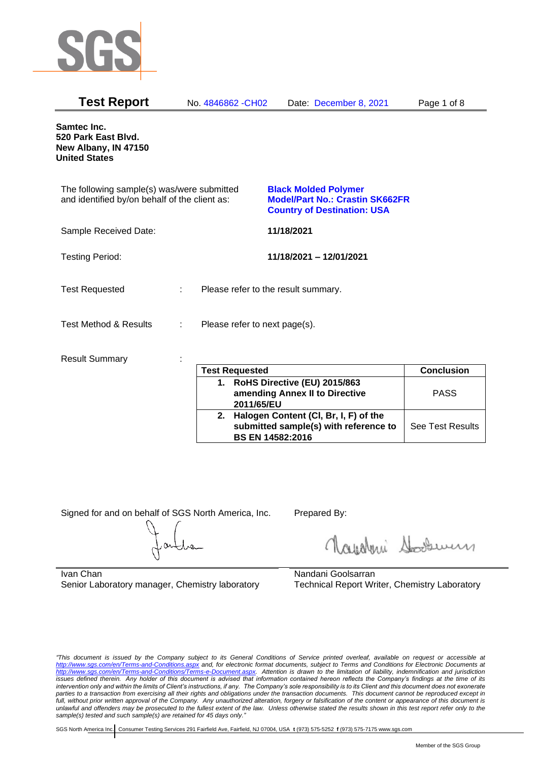# Test Report

No. 4846862 -CH02 Date: December 8, 2021

**Samtec Inc.**
**520 Park East Blvd.**
**New Albany, IN 47150**
**United States**

The following sample(s) was/were submitted and identified by/on behalf of the client as:

**Black Molded Polymer**
**Model/Part No.: Crastin SK662FR**
**Country of Destination: USA**

Sample Received Date: **11/18/2021**

Testing Period: **11/18/2021 – 12/01/2021**

Test Requested : Please refer to the result summary.

Test Method & Results : Please refer to next page(s).

Result Summary :

| Test Requested | Conclusion |
|---|---|
| **1. RoHS Directive (EU) 2015/863 amending Annex II to Directive 2011/65/EU** | PASS |
| **2. Halogen Content (Cl, Br, I, F) of the submitted sample(s) with reference to BS EN 14582:2016** | See Test Results |

Signed for and on behalf of SGS North America, Inc.

Ivan Chan
Senior Laboratory manager, Chemistry laboratory

Prepared By:

Nandani Goolsarran
Technical Report Writer, Chemistry Laboratory

*"This document is issued by the Company subject to its General Conditions of Service printed overleaf, available on request or accessible at http://www.sgs.com/en/Terms-and-Conditions.aspx and, for electronic format documents, subject to Terms and Conditions for Electronic Documents at http://www.sgs.com/en/Terms-and-Conditions/Terms-e-Document.aspx. Attention is drawn to the limitation of liability, indemnification and jurisdiction issues defined therein. Any holder of this document is advised that information contained hereon reflects the Company's findings at the time of its intervention only and within the limits of Client's instructions, if any. The Company's sole responsibility is to its Client and this document does not exonerate parties to a transaction from exercising all their rights and obligations under the transaction documents. This document cannot be reproduced except in full, without prior written approval of the Company. Any unauthorized alteration, forgery or falsification of the content or appearance of this document is unlawful and offenders may be prosecuted to the fullest extent of the law. Unless otherwise stated the results shown in this test report refer only to the sample(s) tested and such sample(s) are retained for 45 days only."*

SGS North America Inc. | Consumer Testing Services 291 Fairfield Ave, Fairfield, NJ 07004, USA t (973) 575-5252 f (973) 575-7175 www.sgs.com

Member of the SGS Group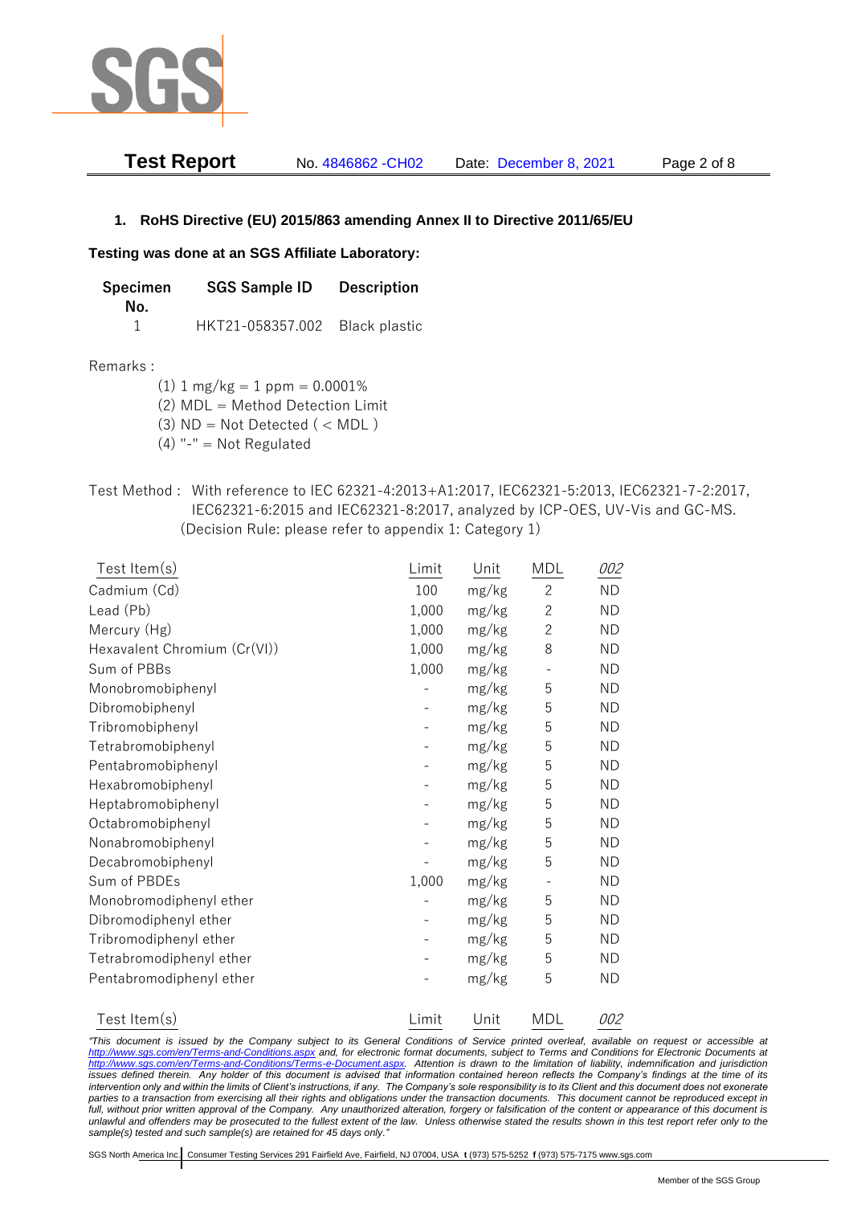## 1. RoHS Directive (EU) 2015/863 amending Annex II to Directive 2011/65/EU

**Testing was done at an SGS Affiliate Laboratory:**

| Specimen No. | SGS Sample ID | Description |
|---|---|---|
| 1 | HKT21-058357.002 | Black plastic |

Remarks :

(1) 1 mg/kg = 1 ppm = 0.0001%
(2) MDL = Method Detection Limit
(3) ND = Not Detected ( < MDL )
(4) "-" = Not Regulated

Test Method : With reference to IEC 62321-4:2013+A1:2017, IEC62321-5:2013, IEC62321-7-2:2017, IEC62321-6:2015 and IEC62321-8:2017, analyzed by ICP-OES, UV-Vis and GC-MS. (Decision Rule: please refer to appendix 1: Category 1)

| Test Item(s) | Limit | Unit | MDL | *002* |
|---|---|---|---|---|
| Cadmium (Cd) | 100 | mg/kg | 2 | ND |
| Lead (Pb) | 1,000 | mg/kg | 2 | ND |
| Mercury (Hg) | 1,000 | mg/kg | 2 | ND |
| Hexavalent Chromium (Cr(VI)) | 1,000 | mg/kg | 8 | ND |
| Sum of PBBs | 1,000 | mg/kg | - | ND |
| Monobromobiphenyl | - | mg/kg | 5 | ND |
| Dibromobiphenyl | - | mg/kg | 5 | ND |
| Tribromobiphenyl | - | mg/kg | 5 | ND |
| Tetrabromobiphenyl | - | mg/kg | 5 | ND |
| Pentabromobiphenyl | - | mg/kg | 5 | ND |
| Hexabromobiphenyl | - | mg/kg | 5 | ND |
| Heptabromobiphenyl | - | mg/kg | 5 | ND |
| Octabromobiphenyl | - | mg/kg | 5 | ND |
| Nonabromobiphenyl | - | mg/kg | 5 | ND |
| Decabromobiphenyl | - | mg/kg | 5 | ND |
| Sum of PBDEs | 1,000 | mg/kg | - | ND |
| Monobromodiphenyl ether | - | mg/kg | 5 | ND |
| Dibromodiphenyl ether | - | mg/kg | 5 | ND |
| Tribromodiphenyl ether | - | mg/kg | 5 | ND |
| Tetrabromodiphenyl ether | - | mg/kg | 5 | ND |
| Pentabromodiphenyl ether | - | mg/kg | 5 | ND |

| Test Item(s) | Limit | Unit | MDL | *002* |
|---|---|---|---|---|

*"This document is issued by the Company subject to its General Conditions of Service printed overleaf, available on request or accessible at http://www.sgs.com/en/Terms-and-Conditions.aspx and, for electronic format documents, subject to Terms and Conditions for Electronic Documents at http://www.sgs.com/en/Terms-and-Conditions/Terms-e-Document.aspx. Attention is drawn to the limitation of liability, indemnification and jurisdiction issues defined therein. Any holder of this document is advised that information contained hereon reflects the Company's findings at the time of its intervention only and within the limits of Client's instructions, if any. The Company's sole responsibility is to its Client and this document does not exonerate parties to a transaction from exercising all their rights and obligations under the transaction documents. This document cannot be reproduced except in full, without prior written approval of the Company. Any unauthorized alteration, forgery or falsification of the content or appearance of this document is unlawful and offenders may be prosecuted to the fullest extent of the law. Unless otherwise stated the results shown in this test report refer only to the sample(s) tested and such sample(s) are retained for 45 days only."*

SGS North America Inc. | Consumer Testing Services 291 Fairfield Ave, Fairfield, NJ 07004, USA t (973) 575-5252 f (973) 575-7175 www.sgs.com

Member of the SGS Group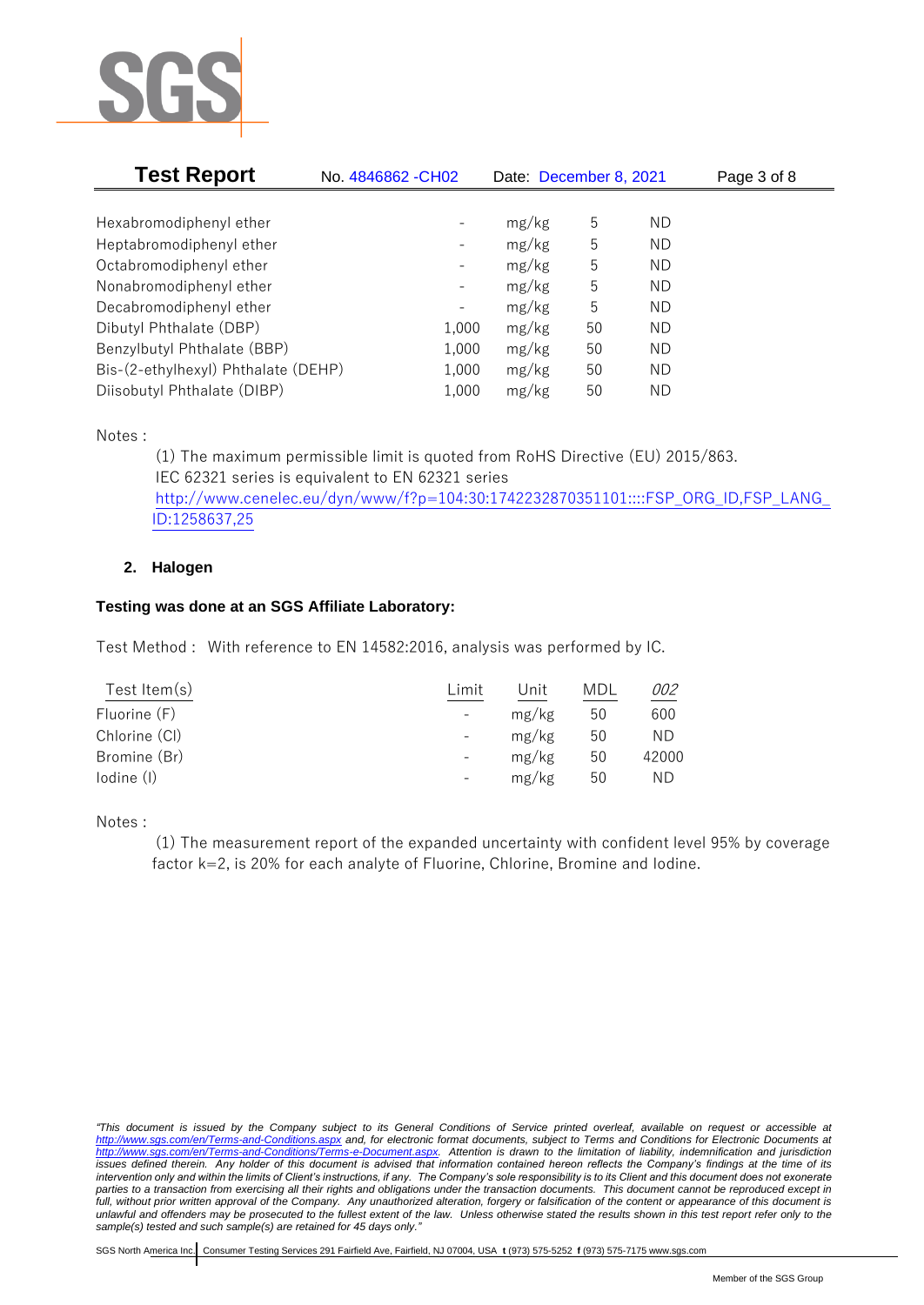| | | | | |
|---|---|---|---|---|
| Hexabromodiphenyl ether | - | mg/kg | 5 | ND |
| Heptabromodiphenyl ether | - | mg/kg | 5 | ND |
| Octabromodiphenyl ether | - | mg/kg | 5 | ND |
| Nonabromodiphenyl ether | - | mg/kg | 5 | ND |
| Decabromodiphenyl ether | - | mg/kg | 5 | ND |
| Dibutyl Phthalate (DBP) | 1,000 | mg/kg | 50 | ND |
| Benzylbutyl Phthalate (BBP) | 1,000 | mg/kg | 50 | ND |
| Bis-(2-ethylhexyl) Phthalate (DEHP) | 1,000 | mg/kg | 50 | ND |
| Diisobutyl Phthalate (DIBP) | 1,000 | mg/kg | 50 | ND |

Notes :

(1) The maximum permissible limit is quoted from RoHS Directive (EU) 2015/863. IEC 62321 series is equivalent to EN 62321 series
http://www.cenelec.eu/dyn/www/f?p=104:30:1742232870351101::::FSP_ORG_ID,FSP_LANG_ID:1258637,25

## 2. Halogen

**Testing was done at an SGS Affiliate Laboratory:**

Test Method : With reference to EN 14582:2016, analysis was performed by IC.

| Test Item(s) | Limit | Unit | MDL | *002* |
|---|---|---|---|---|
| Fluorine (F) | - | mg/kg | 50 | 600 |
| Chlorine (Cl) | - | mg/kg | 50 | ND |
| Bromine (Br) | - | mg/kg | 50 | 42000 |
| Iodine (I) | - | mg/kg | 50 | ND |

Notes :

(1) The measurement report of the expanded uncertainty with confident level 95% by coverage factor k=2, is 20% for each analyte of Fluorine, Chlorine, Bromine and Iodine.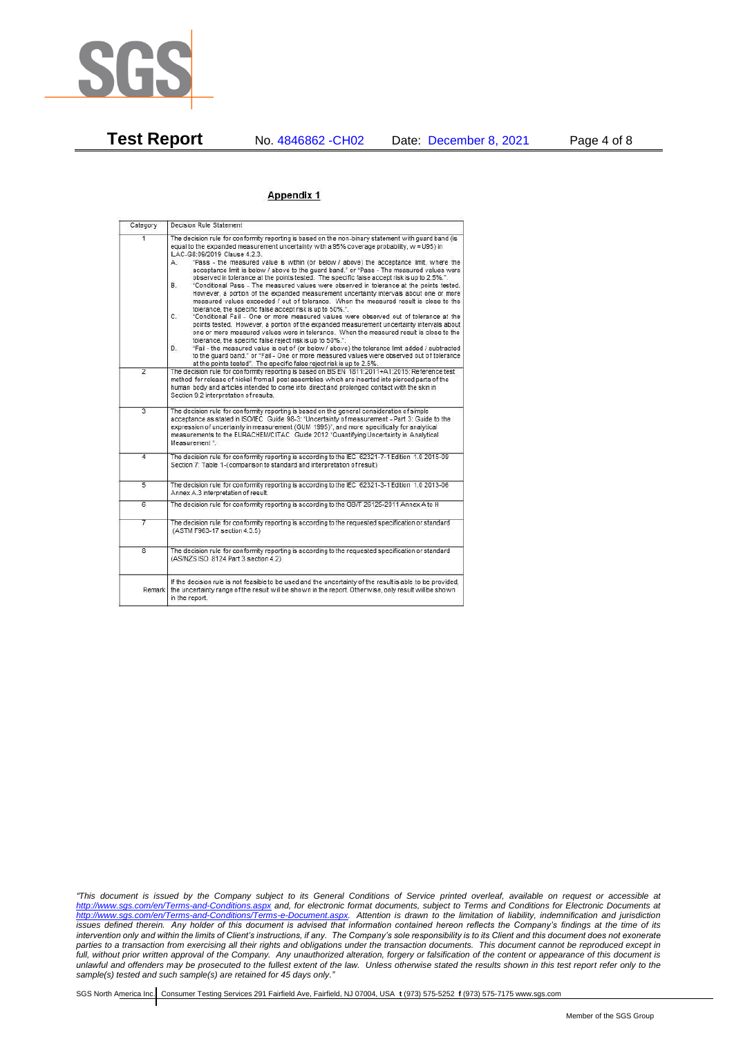## Appendix 1

| Category | Decision Rule Statement |
| --- | --- |
| 1 | The decision rule for conformity reporting is based on the non-binary statement with guard band (is equal to the expanded measurement uncertainty with a 95% coverage probability, w = U95) in ILAC-G8:09/2019 Clause 4.2.3.<br>A. "Pass - the measured value is within (or below / above) the acceptance limit, where the acceptance limit is below / above to the guard band." or "Pass - The measured values were observed in tolerance at the points tested. The specific false accept risk is up to 2.5%.".<br>B. "Conditional Pass - The measured values were observed in tolerance at the points tested. However, a portion of the expanded measurement uncertainty intervals about one or more measured values exceeded / out of tolerance. When the measured result is close to the tolerance, the specific false accept risk is up to 50%.".<br>C. "Conditional Fail - One or more measured values were observed out of tolerance at the points tested. However, a portion of the expanded measurement uncertainty intervals about one or more measured values were in tolerance. When the measured result is close to the tolerance, the specific false reject risk is up to 50%.".<br>D. "Fail - the measured value is out of (or below / above) the tolerance limit added / subtracted to the guard band." or "Fail - One or more measured values were observed out of tolerance at the points tested". The specific false reject risk is up to 2.5%. |
| 2 | The decision rule for conformity reporting is based on BS EN 1811:2011+A1:2015: Reference test method for release of nickel from all post assemblies which are inserted into pierced parts of the human body and articles intended to come into direct and prolonged contact with the skin in Section 9.2 interpretation of results. |
| 3 | The decision rule for conformity reporting is based on the general consideration of simple acceptance as stated in ISO/IEC Guide 98-3: "Uncertainty of measurement - Part 3: Guide to the expression of uncertainty in measurement (GUM 1995)", and more specifically for analytical measurements to the EURACHEM/CITAC Guide 2012 "Quantifying Uncertainty in Analytical Measurement ". |
| 4 | The decision rule for conformity reporting is according to the IEC 62321-7-1 Edition 1.0 2015-09 Section 7: Table 1-(comparison to standard and interpretation of result) |
| 5 | The decision rule for conformity reporting is according to the IEC 62321-3-1 Edition 1.0 2013-06 Annex A.3 interpretation of result. |
| 6 | The decision rule for conformity reporting is according to the GB/T 26125-2011 Annex A to H |
| 7 | The decision rule for conformity reporting is according to the requested specification or standard (ASTM F963-17 section 4.3.5) |
| 8 | The decision rule for conformity reporting is according to the requested specification or standard (AS/NZS ISO 8124 Part 3 section 4.2) |
| Remark | If the decision rule is not feasible to be used and the uncertainty of the result is able to be provided, the uncertainty range of the result will be shown in the report. Otherwise, only result will be shown in the report. |

*"This document is issued by the Company subject to its General Conditions of Service printed overleaf, available on request or accessible at http://www.sgs.com/en/Terms-and-Conditions.aspx and, for electronic format documents, subject to Terms and Conditions for Electronic Documents at http://www.sgs.com/en/Terms-and-Conditions/Terms-e-Document.aspx. Attention is drawn to the limitation of liability, indemnification and jurisdiction issues defined therein. Any holder of this document is advised that information contained hereon reflects the Company's findings at the time of its intervention only and within the limits of Client's instructions, if any. The Company's sole responsibility is to its Client and this document does not exonerate parties to a transaction from exercising all their rights and obligations under the transaction documents. This document cannot be reproduced except in full, without prior written approval of the Company. Any unauthorized alteration, forgery or falsification of the content or appearance of this document is unlawful and offenders may be prosecuted to the fullest extent of the law. Unless otherwise stated the results shown in this test report refer only to the sample(s) tested and such sample(s) are retained for 45 days only."*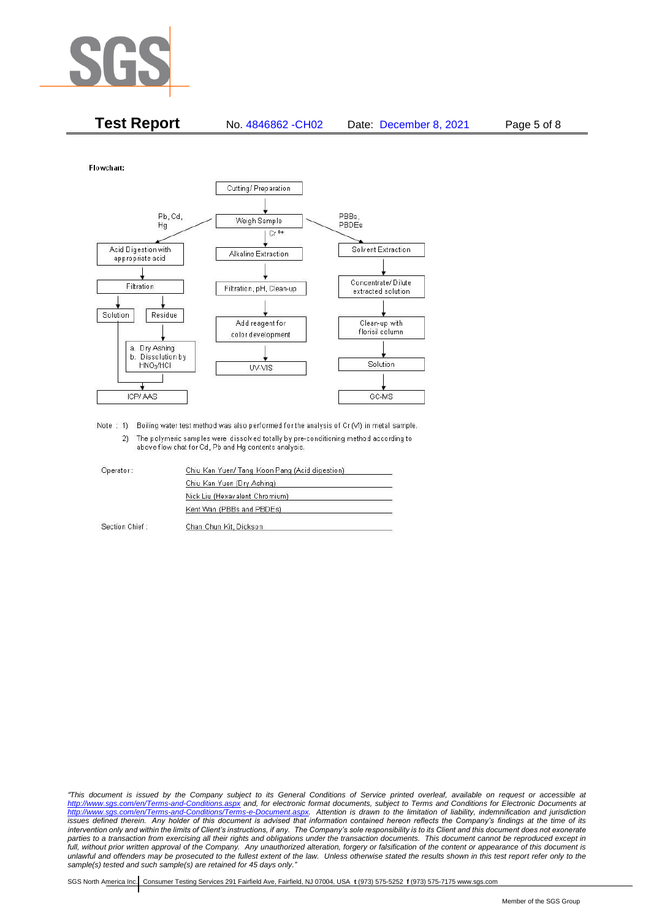Flowchart:

Cutting/ Preparation

Weigh Sample

Pb, Cd, Hg:
- Acid Digestion with appropriate acid
- Filtration
- Solution / Residue
  - Residue: a. Dry Ashing b. Dissolution by $HNO_3$/HCl
- ICP/ AAS

$Cr^{6+}$:
- Alkaline Extraction
- Filtration, pH, Clean-up
- Add reagent for color development
- UV-VIS

PBBs, PBDEs:
- Solvent Extraction
- Concentrate/ Dilute extracted solution
- Clean-up with florisil column
- Solution
- GC-MS

Note : 1) Boiling water test method was also performed for the analysis of Cr (VI) in metal sample.
2) The polymeric samples were dissolved totally by pre-conditioning method according to above flow chat for Cd, Pb and Hg contents analysis.

| | |
|---|---|
| Operator: | Chiu Kan Yuen/ Tang Koon Pang (Acid digestion) |
| | Chiu Kan Yuen (Dry Ashing) |
| | Nick Liu (Hexavalent Chromium) |
| | Kent Wan (PBBs and PBDEs) |
| Section Chief : | Chan Chun Kit, Dickson |

*"This document is issued by the Company subject to its General Conditions of Service printed overleaf, available on request or accessible at http://www.sgs.com/en/Terms-and-Conditions.aspx and, for electronic format documents, subject to Terms and Conditions for Electronic Documents at http://www.sgs.com/en/Terms-and-Conditions/Terms-e-Document.aspx. Attention is drawn to the limitation of liability, indemnification and jurisdiction issues defined therein. Any holder of this document is advised that information contained hereon reflects the Company's findings at the time of its intervention only and within the limits of Client's instructions, if any. The Company's sole responsibility is to its Client and this document does not exonerate parties to a transaction from exercising all their rights and obligations under the transaction documents. This document cannot be reproduced except in full, without prior written approval of the Company. Any unauthorized alteration, forgery or falsification of the content or appearance of this document is unlawful and offenders may be prosecuted to the fullest extent of the law. Unless otherwise stated the results shown in this test report refer only to the sample(s) tested and such sample(s) are retained for 45 days only."*

SGS North America Inc. | Consumer Testing Services 291 Fairfield Ave, Fairfield, NJ 07004, USA **t** (973) 575-5252 **f** (973) 575-7175 www.sgs.com

Member of the SGS Group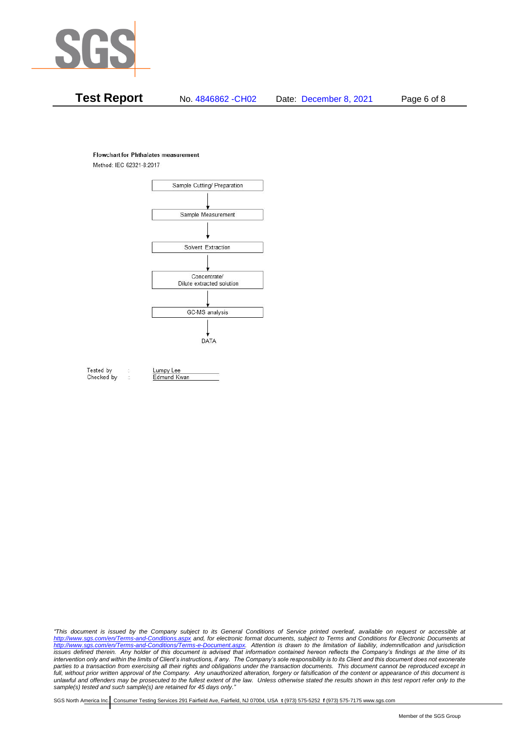**Flowchart for Phthalates measurement**

Method: IEC 62321-8:2017

Sample Cutting/ Preparation

↓

Sample Measurement

↓

Solvent Extraction

↓

Concentrate/
Dilute extracted solution

↓

GC-MS analysis

↓

DATA

| | | |
|---|---|---|
| Tested by | : | Lumpy Lee |
| Checked by | : | Edmund Kwan |

*"This document is issued by the Company subject to its General Conditions of Service printed overleaf, available on request or accessible at http://www.sgs.com/en/Terms-and-Conditions.aspx and, for electronic format documents, subject to Terms and Conditions for Electronic Documents at http://www.sgs.com/en/Terms-and-Conditions/Terms-e-Document.aspx. Attention is drawn to the limitation of liability, indemnification and jurisdiction issues defined therein. Any holder of this document is advised that information contained hereon reflects the Company's findings at the time of its intervention only and within the limits of Client's instructions, if any. The Company's sole responsibility is to its Client and this document does not exonerate parties to a transaction from exercising all their rights and obligations under the transaction documents. This document cannot be reproduced except in full, without prior written approval of the Company. Any unauthorized alteration, forgery or falsification of the content or appearance of this document is unlawful and offenders may be prosecuted to the fullest extent of the law. Unless otherwise stated the results shown in this test report refer only to the sample(s) tested and such sample(s) are retained for 45 days only."*

SGS North America Inc. | Consumer Testing Services 291 Fairfield Ave, Fairfield, NJ 07004, USA **t** (973) 575-5252 **f** (973) 575-7175 www.sgs.com

Member of the SGS Group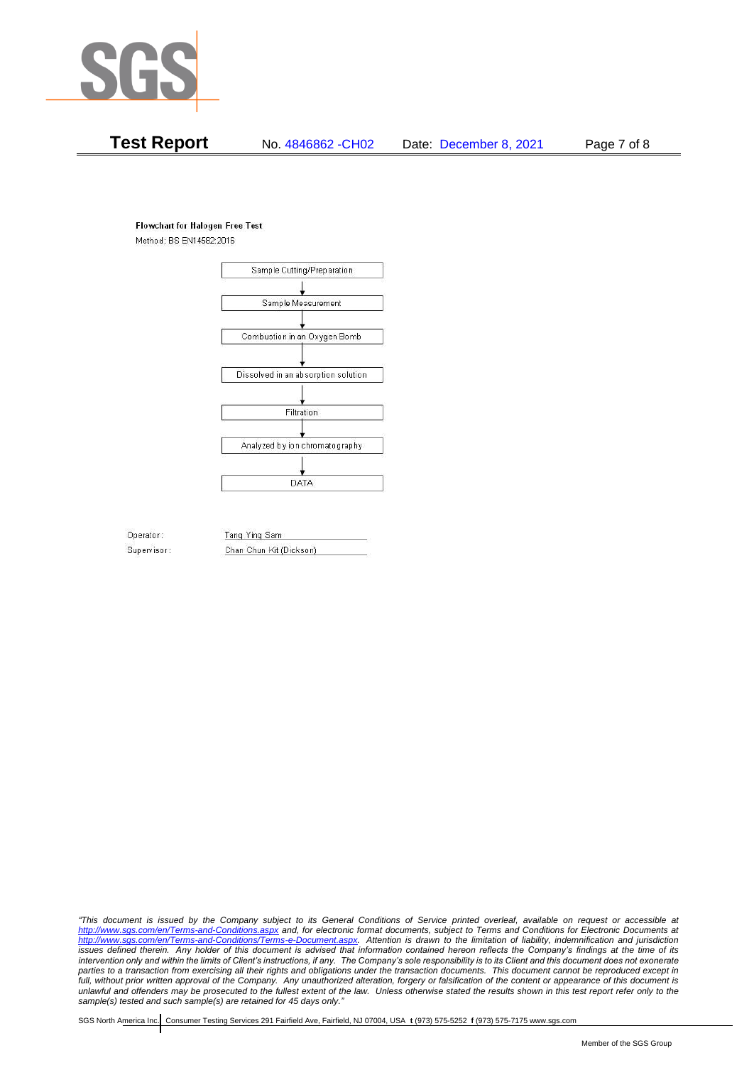**Test Report** No. 4846862 -CH02 Date: December 8, 2021

**Flowchart for Halogen Free Test**

Method: BS EN14582:2016

Sample Cutting/Preparation
↓
Sample Measurement
↓
Combustion in an Oxygen Bomb
↓
Dissolved in an absorption solution
↓
Filtration
↓
Analyzed by ion chromatography
↓
DATA

Operator: Tang Ying Sam

Supervisor: Chan Chun Kit (Dickson)

*"This document is issued by the Company subject to its General Conditions of Service printed overleaf, available on request or accessible at http://www.sgs.com/en/Terms-and-Conditions.aspx and, for electronic format documents, subject to Terms and Conditions for Electronic Documents at http://www.sgs.com/en/Terms-and-Conditions/Terms-e-Document.aspx. Attention is drawn to the limitation of liability, indemnification and jurisdiction issues defined therein. Any holder of this document is advised that information contained hereon reflects the Company's findings at the time of its intervention only and within the limits of Client's instructions, if any. The Company's sole responsibility is to its Client and this document does not exonerate parties to a transaction from exercising all their rights and obligations under the transaction documents. This document cannot be reproduced except in full, without prior written approval of the Company. Any unauthorized alteration, forgery or falsification of the content or appearance of this document is unlawful and offenders may be prosecuted to the fullest extent of the law. Unless otherwise stated the results shown in this test report refer only to the sample(s) tested and such sample(s) are retained for 45 days only."*

SGS North America Inc. | Consumer Testing Services 291 Fairfield Ave, Fairfield, NJ 07004, USA **t** (973) 575-5252 **f** (973) 575-7175 www.sgs.com

Member of the SGS Group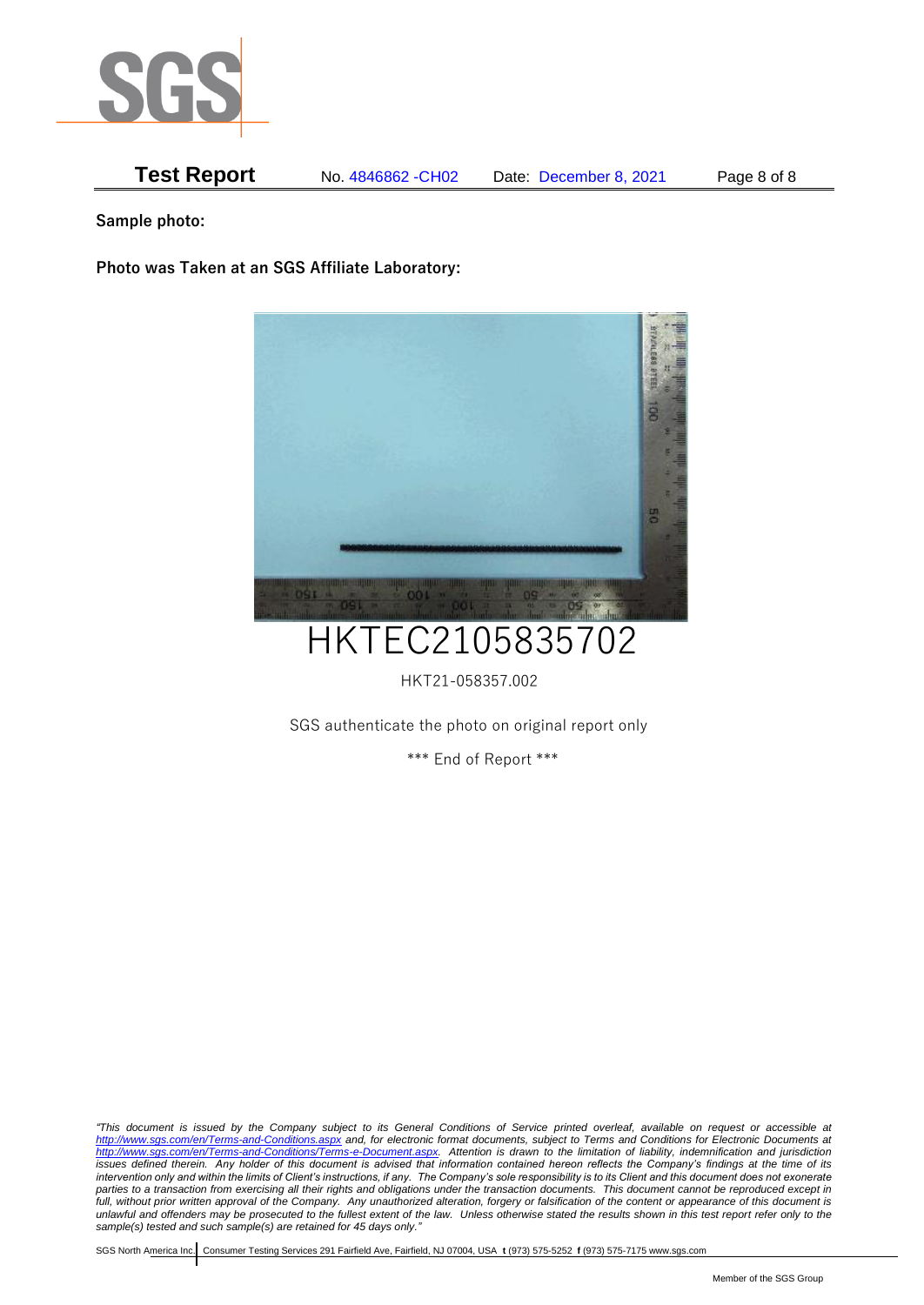**Sample photo:**

**Photo was Taken at an SGS Affiliate Laboratory:**

HKTEC2105835702

HKT21-058357.002

SGS authenticate the photo on original report only

\*\*\* End of Report \*\*\*

*"This document is issued by the Company subject to its General Conditions of Service printed overleaf, available on request or accessible at http://www.sgs.com/en/Terms-and-Conditions.aspx and, for electronic format documents, subject to Terms and Conditions for Electronic Documents at http://www.sgs.com/en/Terms-and-Conditions/Terms-e-Document.aspx. Attention is drawn to the limitation of liability, indemnification and jurisdiction issues defined therein. Any holder of this document is advised that information contained hereon reflects the Company's findings at the time of its intervention only and within the limits of Client's instructions, if any. The Company's sole responsibility is to its Client and this document does not exonerate parties to a transaction from exercising all their rights and obligations under the transaction documents. This document cannot be reproduced except in full, without prior written approval of the Company. Any unauthorized alteration, forgery or falsification of the content or appearance of this document is unlawful and offenders may be prosecuted to the fullest extent of the law. Unless otherwise stated the results shown in this test report refer only to the sample(s) tested and such sample(s) are retained for 45 days only."*

SGS North America Inc. | Consumer Testing Services 291 Fairfield Ave, Fairfield, NJ 07004, USA **t** (973) 575-5252 **f** (973) 575-7175 www.sgs.com

Member of the SGS Group